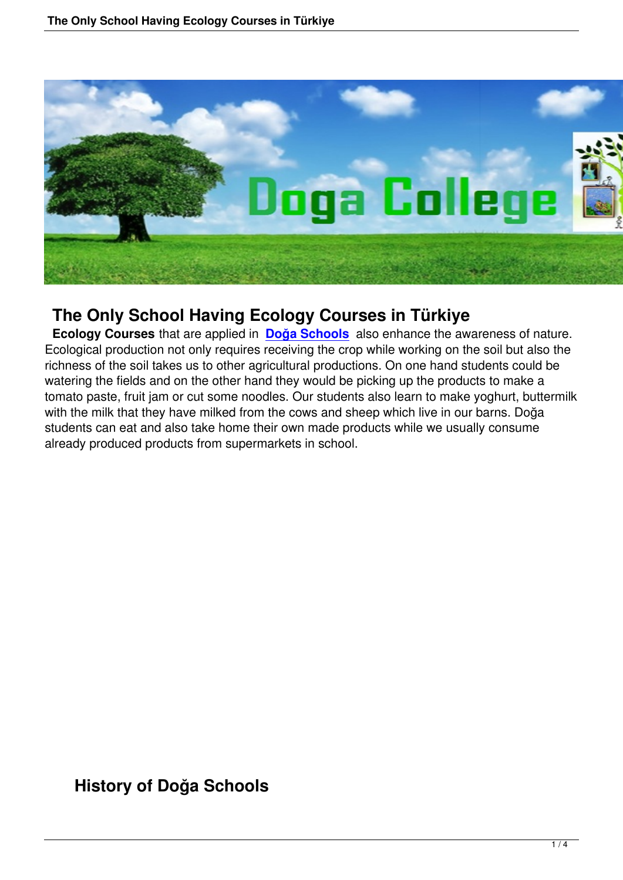# The Only School Having Ecology Courses in Türkiye

**Ecology Courses** that are applied in **Doğa Schools** also enhance the awareness of nature. Ecological production not only requires receiving the crop while working on the soil but also the richness of the soil takes us to other agricultural productions. On one hand students could be watering the fields and on the other hand they would be picking up the products to make a tomato paste, fruit jam or cut some noodles. Our students also learn to make yoghurt, buttermilk with the milk that they have milked from the cows and sheep which live in our barns. Doğa students can eat and also take home their own made products while we usually consume already produced products from supermarkets in school.

## History of Doğa Schools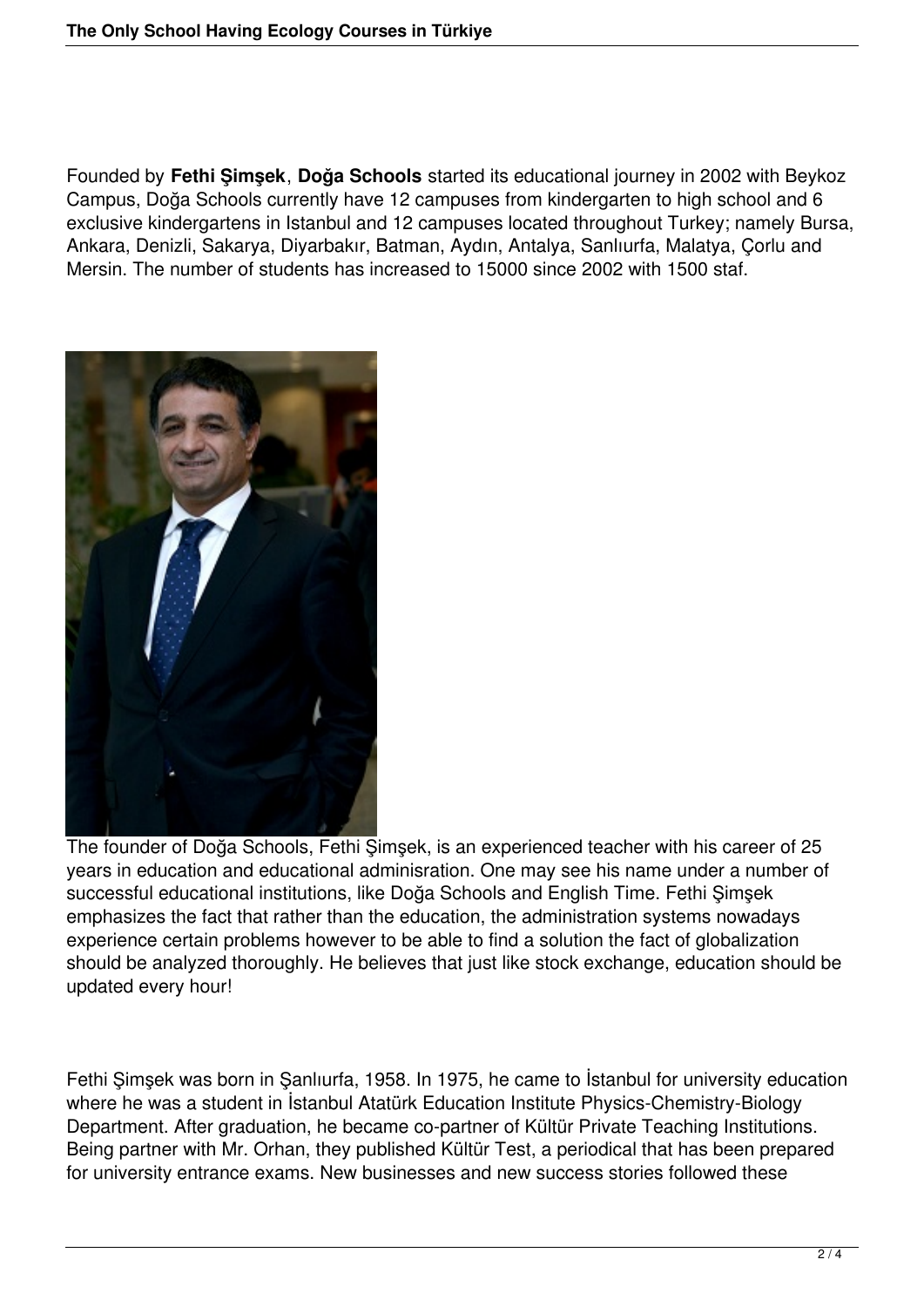Founded by **Fethi Şimşek**, **Doğa Schools** started its educational journey in 2002 with Beykoz Campus, Doğa Schools currently have 12 campuses from kindergarten to high school and 6 exclusive kindergartens in Istanbul and 12 campuses located throughout Turkey; namely Bursa, Ankara, Denizli, Sakarya, Diyarbakır, Batman, Aydın, Antalya, Sanlıurfa, Malatya, Çorlu and Mersin. The number of students has increased to 15000 since 2002 with 1500 staf.

The founder of Doğa Schools, Fethi Şimşek, is an experienced teacher with his career of 25 years in education and educational adminisration. One may see his name under a number of successful educational institutions, like Doğa Schools and English Time. Fethi Şimşek emphasizes the fact that rather than the education, the administration systems nowadays experience certain problems however to be able to find a solution the fact of globalization should be analyzed thoroughly. He believes that just like stock exchange, education should be updated every hour!

Fethi Şimşek was born in Şanlıurfa, 1958. In 1975, he came to İstanbul for university education where he was a student in İstanbul Atatürk Education Institute Physics-Chemistry-Biology Department. After graduation, he became co-partner of Kültür Private Teaching Institutions. Being partner with Mr. Orhan, they published Kültür Test, a periodical that has been prepared for university entrance exams. New businesses and new success stories followed these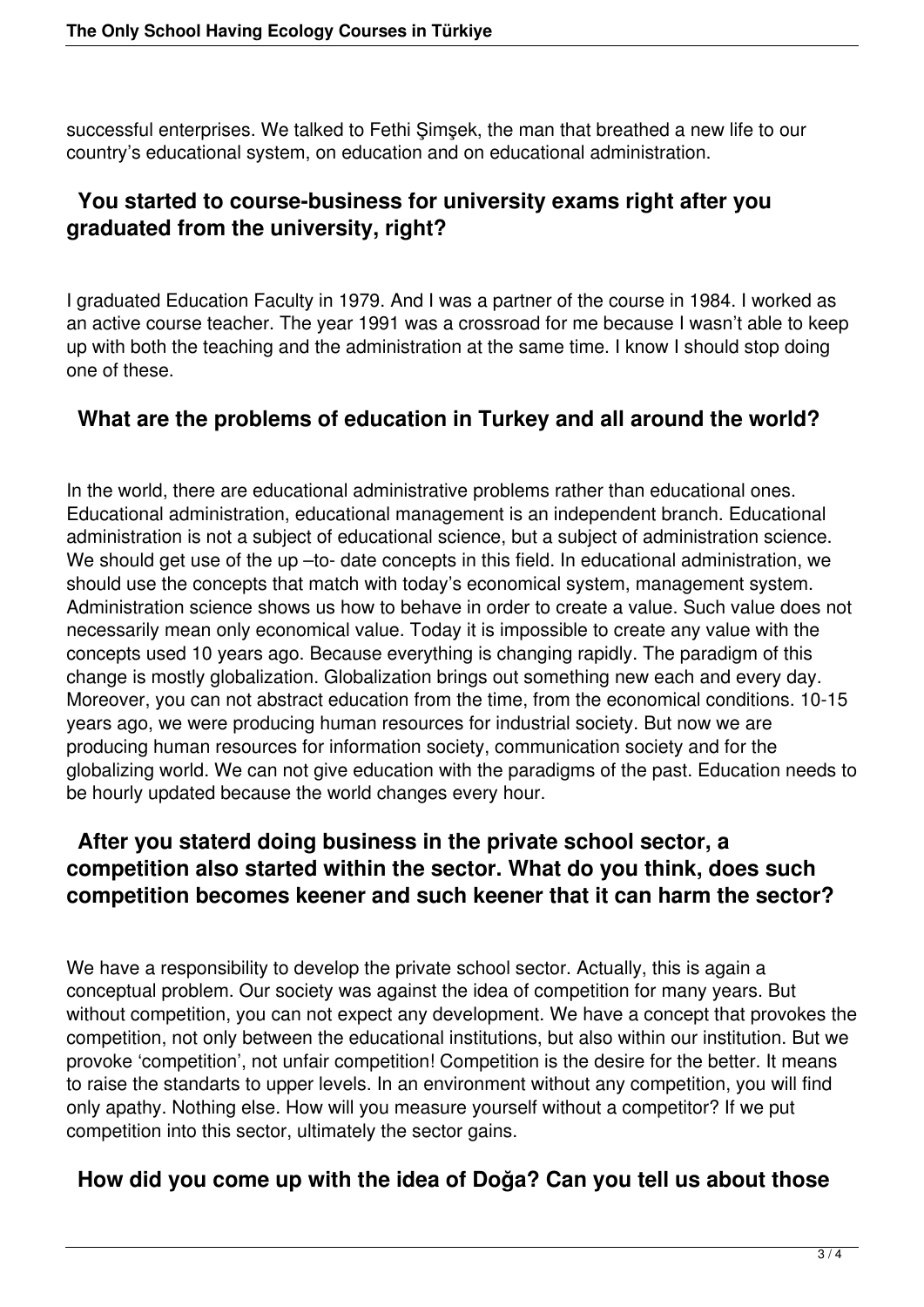successful enterprises. We talked to Fethi Şimşek, the man that breathed a new life to our country's educational system, on education and on educational administration.

## You started to course-business for university exams right after you graduated from the university, right?

I graduated Education Faculty in 1979. And I was a partner of the course in 1984. I worked as an active course teacher. The year 1991 was a crossroad for me because I wasn't able to keep up with both the teaching and the administration at the same time. I know I should stop doing one of these.

## What are the problems of education in Turkey and all around the world?

In the world, there are educational administrative problems rather than educational ones. Educational administration, educational management is an independent branch. Educational administration is not a subject of educational science, but a subject of administration science. We should get use of the up –to- date concepts in this field. In educational administration, we should use the concepts that match with today's economical system, management system. Administration science shows us how to behave in order to create a value. Such value does not necessarily mean only economical value. Today it is impossible to create any value with the concepts used 10 years ago. Because everything is changing rapidly. The paradigm of this change is mostly globalization. Globalization brings out something new each and every day. Moreover, you can not abstract education from the time, from the economical conditions. 10-15 years ago, we were producing human resources for industrial society. But now we are producing human resources for information society, communication society and for the globalizing world. We can not give education with the paradigms of the past. Education needs to be hourly updated because the world changes every hour.

## After you staterd doing business in the private school sector, a competition also started within the sector. What do you think, does such competition becomes keener and such keener that it can harm the sector?

We have a responsibility to develop the private school sector. Actually, this is again a conceptual problem. Our society was against the idea of competition for many years. But without competition, you can not expect any development. We have a concept that provokes the competition, not only between the educational institutions, but also within our institution. But we provoke 'competition', not unfair competition! Competition is the desire for the better. It means to raise the standarts to upper levels. In an environment without any competition, you will find only apathy. Nothing else. How will you measure yourself without a competitor? If we put competition into this sector, ultimately the sector gains.

## How did you come up with the idea of Doğa? Can you tell us about those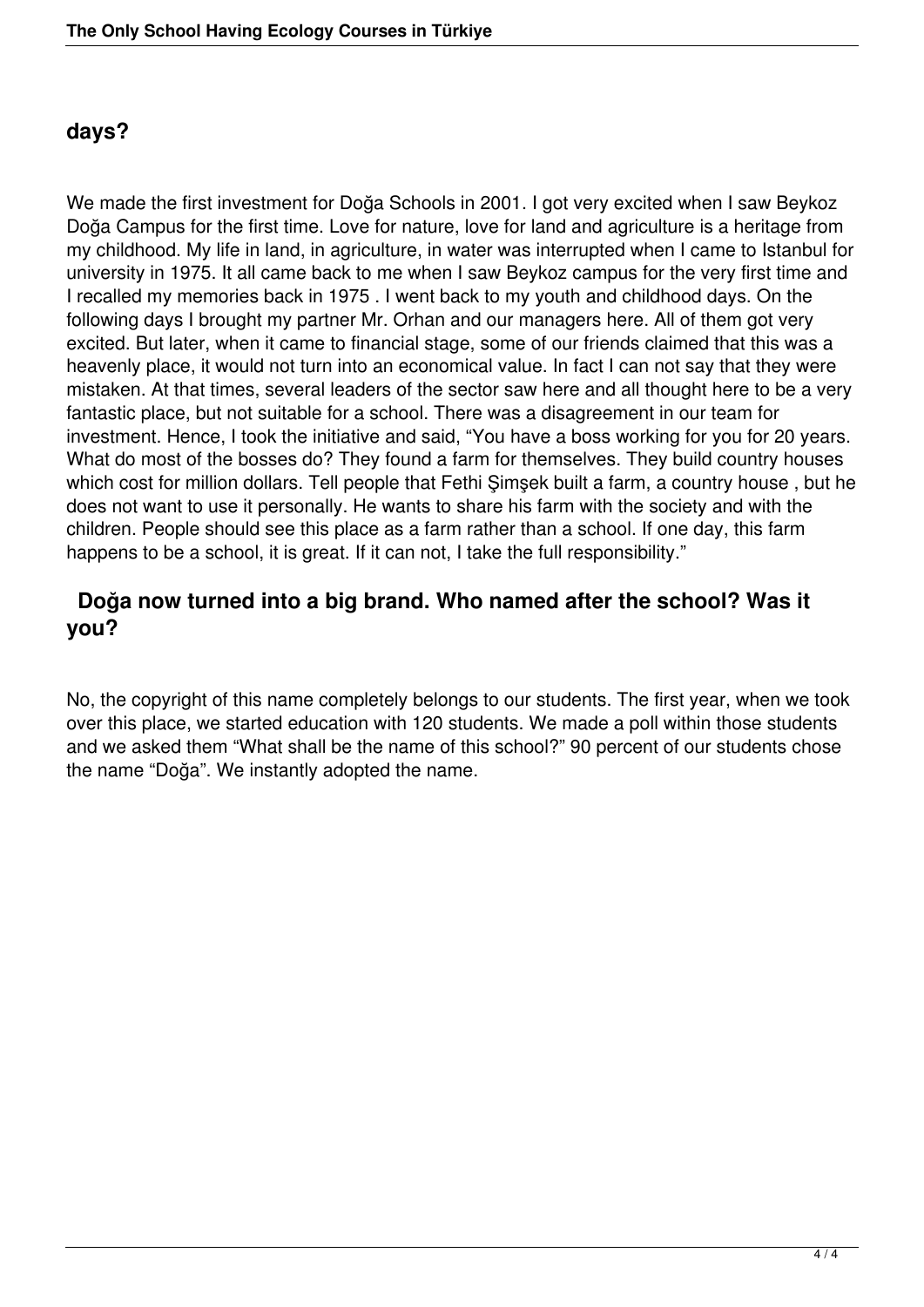## days?

We made the first investment for Doğa Schools in 2001. I got very excited when I saw Beykoz Doğa Campus for the first time. Love for nature, love for land and agriculture is a heritage from my childhood. My life in land, in agriculture, in water was interrupted when I came to Istanbul for university in 1975. It all came back to me when I saw Beykoz campus for the very first time and I recalled my memories back in 1975 . I went back to my youth and childhood days. On the following days I brought my partner Mr. Orhan and our managers here. All of them got very excited. But later, when it came to financial stage, some of our friends claimed that this was a heavenly place, it would not turn into an economical value. In fact I can not say that they were mistaken. At that times, several leaders of the sector saw here and all thought here to be a very fantastic place, but not suitable for a school. There was a disagreement in our team for investment. Hence, I took the initiative and said, "You have a boss working for you for 20 years. What do most of the bosses do? They found a farm for themselves. They build country houses which cost for million dollars. Tell people that Fethi Şimşek built a farm, a country house , but he does not want to use it personally. He wants to share his farm with the society and with the children. People should see this place as a farm rather than a school. If one day, this farm happens to be a school, it is great. If it can not, I take the full responsibility."

## Doğa now turned into a big brand. Who named after the school? Was it you?

No, the copyright of this name completely belongs to our students. The first year, when we took over this place, we started education with 120 students. We made a poll within those students and we asked them "What shall be the name of this school?" 90 percent of our students chose the name "Doğa". We instantly adopted the name.